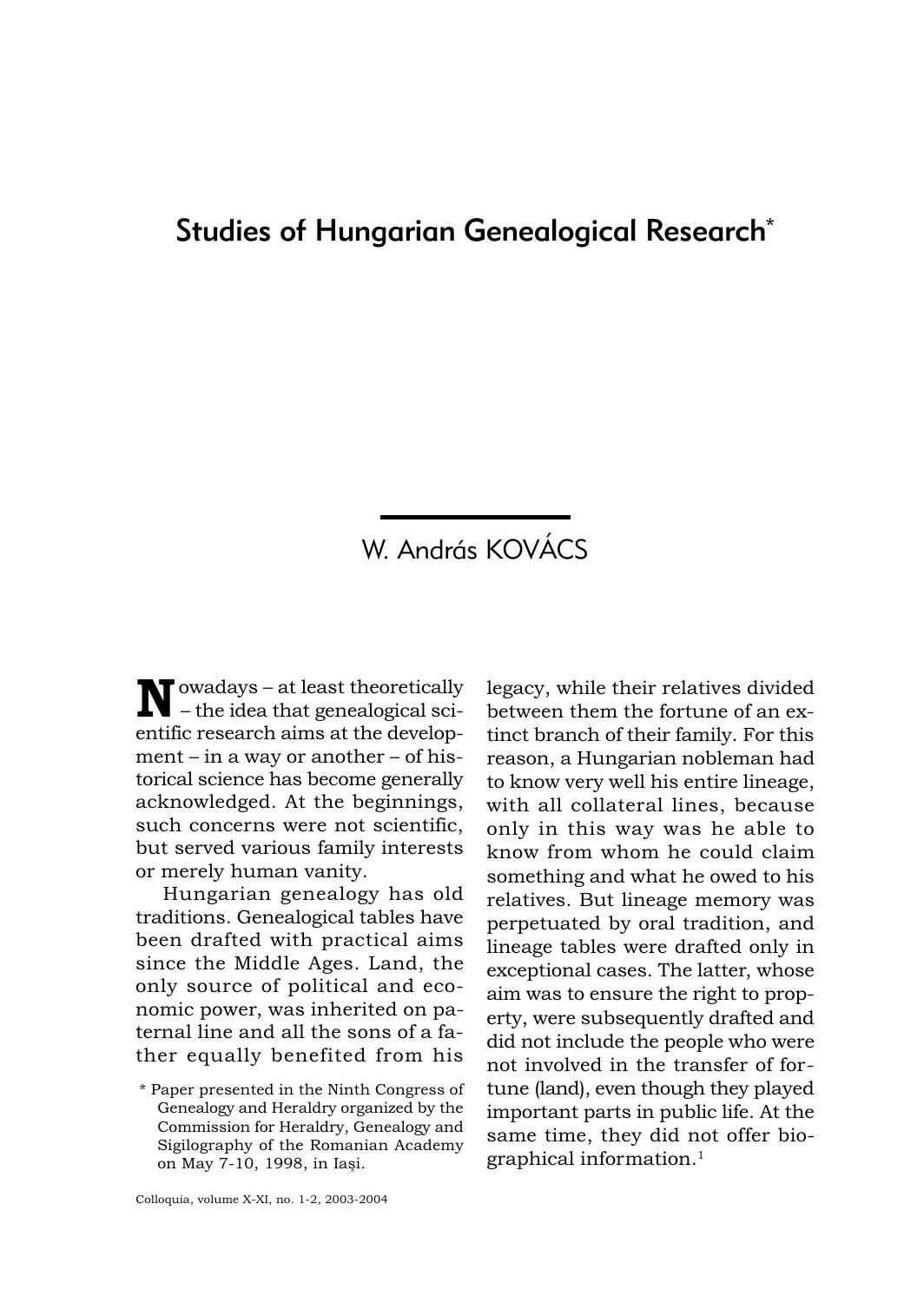# Studies of Hungarian Genealogical Research*

W. András KOVÁCS

Nowadays – at least theoretically – the idea that genealogical scientific research aims at the development – in a way or another – of historical science has become generally acknowledged. At the beginnings, such concerns were not scientific, but served various family interests or merely human vanity.

Hungarian genealogy has old traditions. Genealogical tables have been drafted with practical aims since the Middle Ages. Land, the only source of political and economic power, was inherited on paternal line and all the sons of a father equally benefited from his legacy, while their relatives divided between them the fortune of an extinct branch of their family. For this reason, a Hungarian nobleman had to know very well his entire lineage, with all collateral lines, because only in this way was he able to know from whom he could claim something and what he owed to his relatives. But lineage memory was perpetuated by oral tradition, and lineage tables were drafted only in exceptional cases. The latter, whose aim was to ensure the right to property, were subsequently drafted and did not include the people who were not involved in the transfer of fortune (land), even though they played important parts in public life. At the same time, they did not offer biographical information.[1]

* Paper presented in the Ninth Congress of Genealogy and Heraldry organized by the Commission for Heraldry, Genealogy and Sigilography of the Romanian Academy on May 7-10, 1998, in Iași.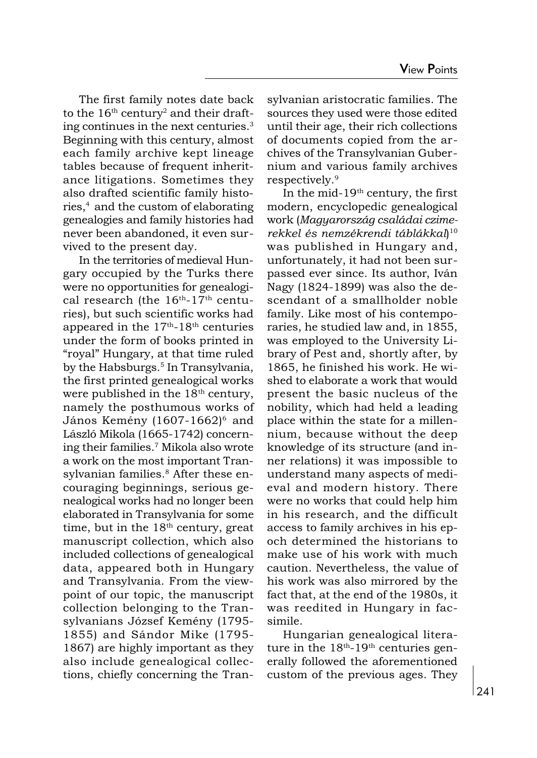The first family notes date back to the 16th century[2] and their drafting continues in the next centuries.[3] Beginning with this century, almost each family archive kept lineage tables because of frequent inheritance litigations. Sometimes they also drafted scientific family histories,[4] and the custom of elaborating genealogies and family histories had never been abandoned, it even survived to the present day.

In the territories of medieval Hungary occupied by the Turks there were no opportunities for genealogical research (the 16th-17th centuries), but such scientific works had appeared in the 17th-18th centuries under the form of books printed in "royal" Hungary, at that time ruled by the Habsburgs.[5] In Transylvania, the first printed genealogical works were published in the 18th century, namely the posthumous works of János Kemény (1607-1662)[6] and László Mikola (1665-1742) concerning their families.[7] Mikola also wrote a work on the most important Transylvanian families.[8] After these encouraging beginnings, serious genealogical works had no longer been elaborated in Transylvania for some time, but in the 18th century, great manuscript collection, which also included collections of genealogical data, appeared both in Hungary and Transylvania. From the viewpoint of our topic, the manuscript collection belonging to the Transylvanians József Kemény (1795-1855) and Sándor Mike (1795-1867) are highly important as they also include genealogical collections, chiefly concerning the Transylvanian aristocratic families. The sources they used were those edited until their age, their rich collections of documents copied from the archives of the Transylvanian Gubernium and various family archives respectively.[9]

In the mid-19th century, the first modern, encyclopedic genealogical work (*Magyarország családai czimerekkel és nemzékrendi táblákkal*)[10] was published in Hungary and, unfortunately, it had not been surpassed ever since. Its author, Iván Nagy (1824-1899) was also the descendant of a smallholder noble family. Like most of his contemporaries, he studied law and, in 1855, was employed to the University Library of Pest and, shortly after, by 1865, he finished his work. He wished to elaborate a work that would present the basic nucleus of the nobility, which had held a leading place within the state for a millennium, because without the deep knowledge of its structure (and inner relations) it was impossible to understand many aspects of medieval and modern history. There were no works that could help him in his research, and the difficult access to family archives in his epoch determined the historians to make use of his work with much caution. Nevertheless, the value of his work was also mirrored by the fact that, at the end of the 1980s, it was reedited in Hungary in facsimile.

Hungarian genealogical literature in the 18th-19th centuries generally followed the aforementioned custom of the previous ages. They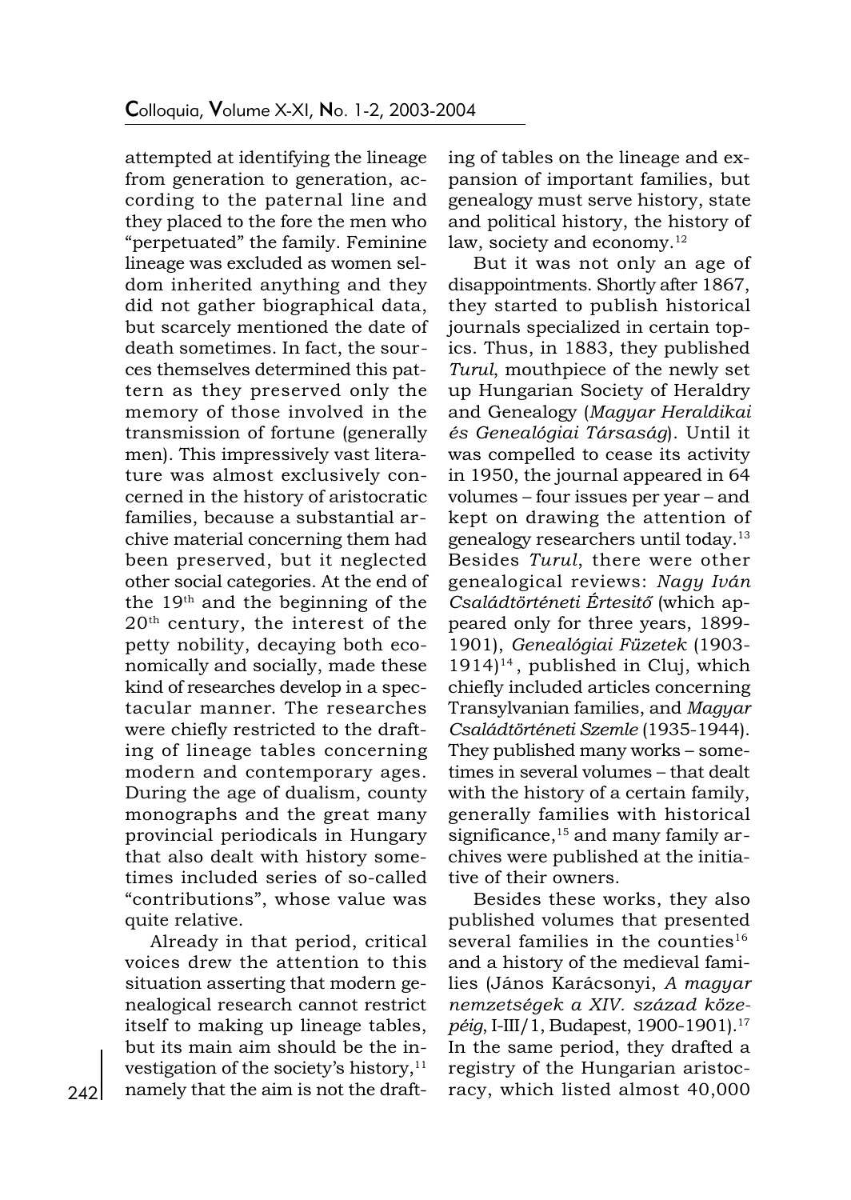attempted at identifying the lineage from generation to generation, according to the paternal line and they placed to the fore the men who "perpetuated" the family. Feminine lineage was excluded as women seldom inherited anything and they did not gather biographical data, but scarcely mentioned the date of death sometimes. In fact, the sources themselves determined this pattern as they preserved only the memory of those involved in the transmission of fortune (generally men). This impressively vast literature was almost exclusively concerned in the history of aristocratic families, because a substantial archive material concerning them had been preserved, but it neglected other social categories. At the end of the 19th and the beginning of the 20th century, the interest of the petty nobility, decaying both economically and socially, made these kind of researches develop in a spectacular manner. The researches were chiefly restricted to the drafting of lineage tables concerning modern and contemporary ages. During the age of dualism, county monographs and the great many provincial periodicals in Hungary that also dealt with history sometimes included series of so-called "contributions", whose value was quite relative.

Already in that period, critical voices drew the attention to this situation asserting that modern genealogical research cannot restrict itself to making up lineage tables, but its main aim should be the investigation of the society's history,[11] namely that the aim is not the drafting of tables on the lineage and expansion of important families, but genealogy must serve history, state and political history, the history of law, society and economy.[12]

But it was not only an age of disappointments. Shortly after 1867, they started to publish historical journals specialized in certain topics. Thus, in 1883, they published *Turul*, mouthpiece of the newly set up Hungarian Society of Heraldry and Genealogy (*Magyar Heraldikai és Genealógiai Társaság*). Until it was compelled to cease its activity in 1950, the journal appeared in 64 volumes – four issues per year – and kept on drawing the attention of genealogy researchers until today.[13] Besides *Turul*, there were other genealogical reviews: *Nagy Iván Családtörténeti Értesitő* (which appeared only for three years, 1899-1901), *Genealógiai Füzetek* (1903-1914)[14], published in Cluj, which chiefly included articles concerning Transylvanian families, and *Magyar Családtörténeti Szemle* (1935-1944). They published many works – sometimes in several volumes – that dealt with the history of a certain family, generally families with historical significance,[15] and many family archives were published at the initiative of their owners.

Besides these works, they also published volumes that presented several families in the counties[16] and a history of the medieval families (János Karácsonyi, *A magyar nemzetségek a XIV. század közepéig*, I-III/1, Budapest, 1900-1901).[17] In the same period, they drafted a registry of the Hungarian aristocracy, which listed almost 40,000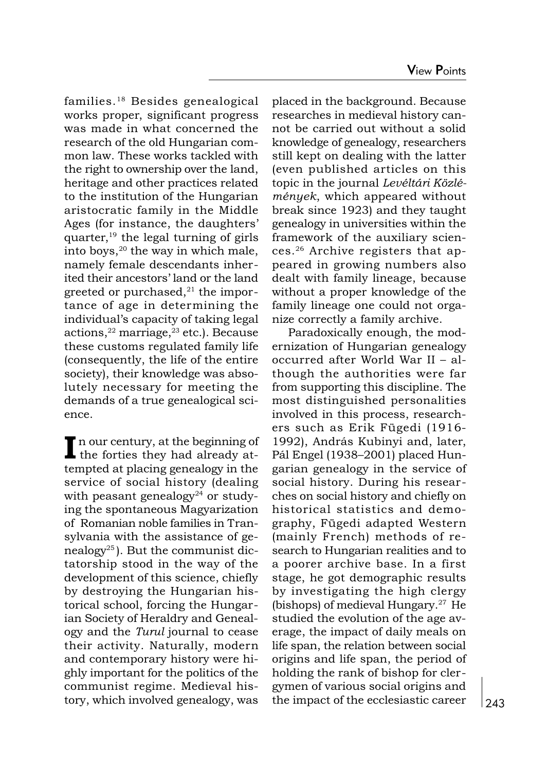families.[18] Besides genealogical works proper, significant progress was made in what concerned the research of the old Hungarian common law. These works tackled with the right to ownership over the land, heritage and other practices related to the institution of the Hungarian aristocratic family in the Middle Ages (for instance, the daughters' quarter,[19] the legal turning of girls into boys,[20] the way in which male, namely female descendants inherited their ancestors' land or the land greeted or purchased,[21] the importance of age in determining the individual's capacity of taking legal actions,[22] marriage,[23] etc.). Because these customs regulated family life (consequently, the life of the entire society), their knowledge was absolutely necessary for meeting the demands of a true genealogical science.

In our century, at the beginning of the forties they had already attempted at placing genealogy in the service of social history (dealing with peasant genealogy[24] or studying the spontaneous Magyarization of Romanian noble families in Transylvania with the assistance of genealogy[25]). But the communist dictatorship stood in the way of the development of this science, chiefly by destroying the Hungarian historical school, forcing the Hungarian Society of Heraldry and Genealogy and the *Turul* journal to cease their activity. Naturally, modern and contemporary history were highly important for the politics of the communist regime. Medieval history, which involved genealogy, was placed in the background. Because researches in medieval history cannot be carried out without a solid knowledge of genealogy, researchers still kept on dealing with the latter (even published articles on this topic in the journal *Levéltári Közlemények*, which appeared without break since 1923) and they taught genealogy in universities within the framework of the auxiliary sciences.[26] Archive registers that appeared in growing numbers also dealt with family lineage, because without a proper knowledge of the family lineage one could not organize correctly a family archive.

Paradoxically enough, the modernization of Hungarian genealogy occurred after World War II – although the authorities were far from supporting this discipline. The most distinguished personalities involved in this process, researchers such as Erik Fügedi (1916-1992), András Kubinyi and, later, Pál Engel (1938–2001) placed Hungarian genealogy in the service of social history. During his researches on social history and chiefly on historical statistics and demography, Fügedi adapted Western (mainly French) methods of research to Hungarian realities and to a poorer archive base. In a first stage, he got demographic results by investigating the high clergy (bishops) of medieval Hungary.[27] He studied the evolution of the age average, the impact of daily meals on life span, the relation between social origins and life span, the period of holding the rank of bishop for clergymen of various social origins and the impact of the ecclesiastic career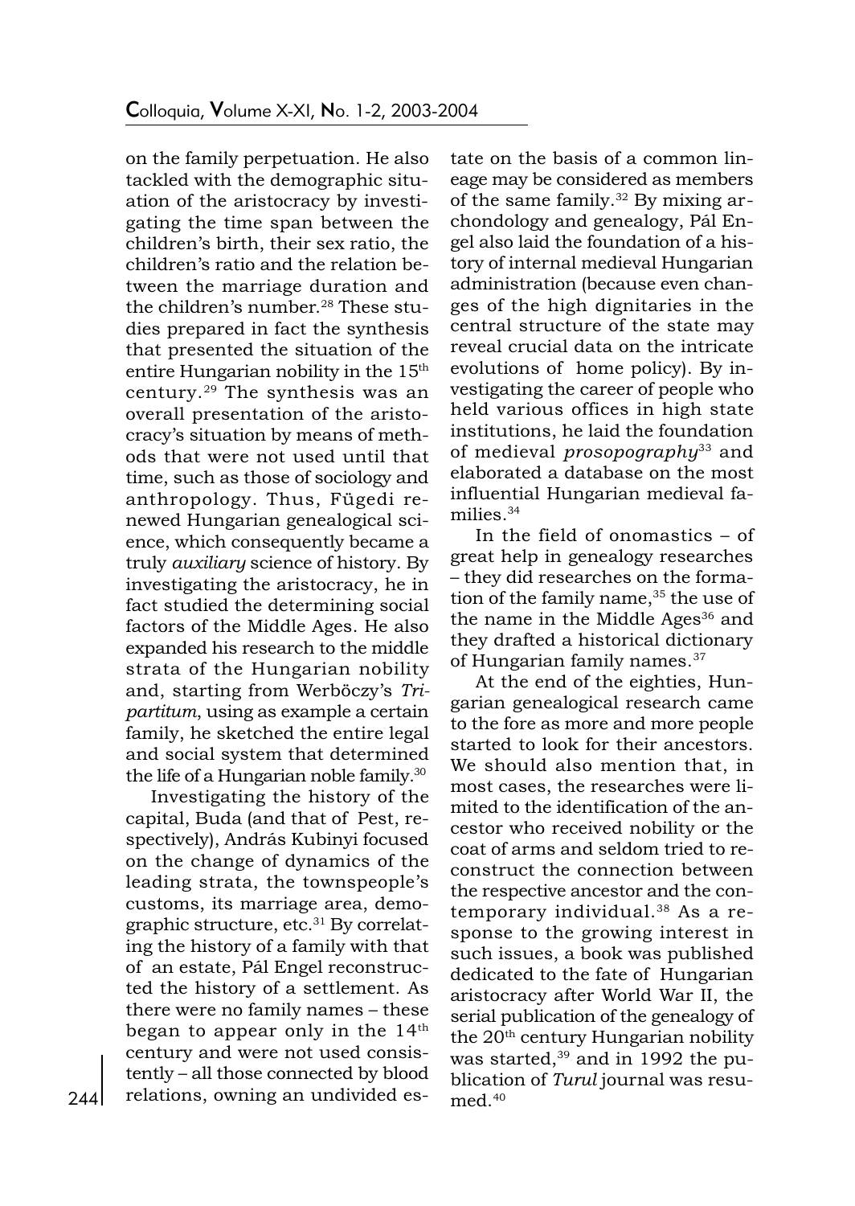on the family perpetuation. He also tackled with the demographic situation of the aristocracy by investigating the time span between the children's birth, their sex ratio, the children's ratio and the relation between the marriage duration and the children's number.[28] These studies prepared in fact the synthesis that presented the situation of the entire Hungarian nobility in the 15th century.[29] The synthesis was an overall presentation of the aristocracy's situation by means of methods that were not used until that time, such as those of sociology and anthropology. Thus, Fügedi renewed Hungarian genealogical science, which consequently became a truly *auxiliary* science of history. By investigating the aristocracy, he in fact studied the determining social factors of the Middle Ages. He also expanded his research to the middle strata of the Hungarian nobility and, starting from Werböczy's *Tripartitum*, using as example a certain family, he sketched the entire legal and social system that determined the life of a Hungarian noble family.[30]

Investigating the history of the capital, Buda (and that of Pest, respectively), András Kubinyi focused on the change of dynamics of the leading strata, the townspeople's customs, its marriage area, demographic structure, etc.[31] By correlating the history of a family with that of an estate, Pál Engel reconstructed the history of a settlement. As there were no family names – these began to appear only in the 14th century and were not used consistently – all those connected by blood relations, owning an undivided estate on the basis of a common lineage may be considered as members of the same family.[32] By mixing archondology and genealogy, Pál Engel also laid the foundation of a history of internal medieval Hungarian administration (because even changes of the high dignitaries in the central structure of the state may reveal crucial data on the intricate evolutions of home policy). By investigating the career of people who held various offices in high state institutions, he laid the foundation of medieval *prosopography*[33] and elaborated a database on the most influential Hungarian medieval families.[34]

In the field of onomastics – of great help in genealogy researches – they did researches on the formation of the family name,[35] the use of the name in the Middle Ages[36] and they drafted a historical dictionary of Hungarian family names.[37]

At the end of the eighties, Hungarian genealogical research came to the fore as more and more people started to look for their ancestors. We should also mention that, in most cases, the researches were limited to the identification of the ancestor who received nobility or the coat of arms and seldom tried to reconstruct the connection between the respective ancestor and the contemporary individual.[38] As a response to the growing interest in such issues, a book was published dedicated to the fate of Hungarian aristocracy after World War II, the serial publication of the genealogy of the 20th century Hungarian nobility was started,[39] and in 1992 the publication of *Turul* journal was resumed.[40]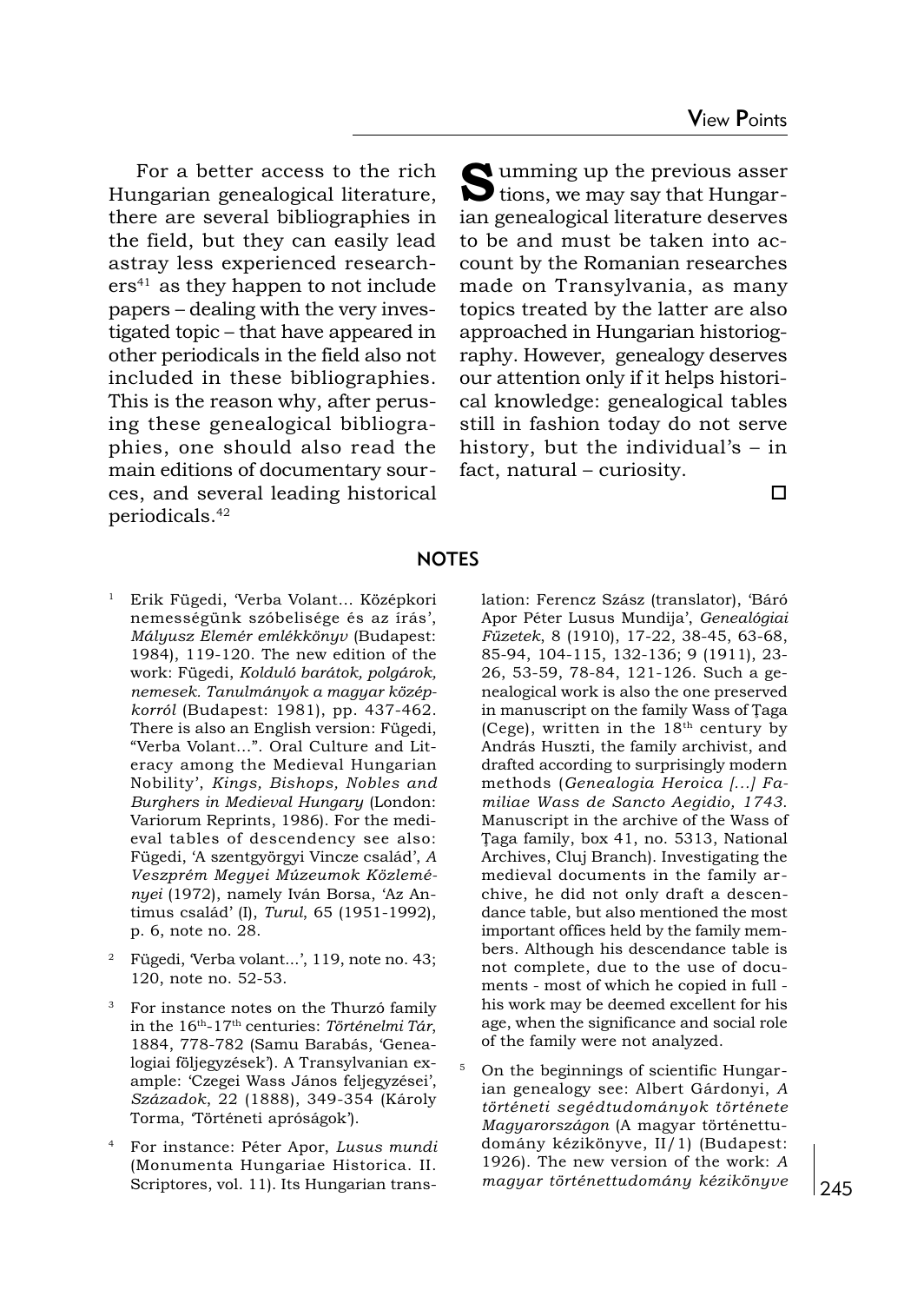For a better access to the rich Hungarian genealogical literature, there are several bibliographies in the field, but they can easily lead astray less experienced researchers[41] as they happen to not include papers – dealing with the very investigated topic – that have appeared in other periodicals in the field also not included in these bibliographies. This is the reason why, after perusing these genealogical bibliographies, one should also read the main editions of documentary sources, and several leading historical periodicals.[42]

Summing up the previous assertions, we may say that Hungarian genealogical literature deserves to be and must be taken into account by the Romanian researches made on Transylvania, as many topics treated by the latter are also approached in Hungarian historiography. However, genealogy deserves our attention only if it helps historical knowledge: genealogical tables still in fashion today do not serve history, but the individual's – in fact, natural – curiosity.

□

## NOTES

1. Erik Fügedi, 'Verba Volant... Középkori nemességünk szóbelisége és az írás', *Mályusz Elemér emlékkönyv* (Budapest: 1984), 119-120. The new edition of the work: Fügedi, *Kolduló barátok, polgárok, nemesek. Tanulmányok a magyar középkorról* (Budapest: 1981), pp. 437-462. There is also an English version: Fügedi, "Verba Volant...". Oral Culture and Literacy among the Medieval Hungarian Nobility', *Kings, Bishops, Nobles and Burghers in Medieval Hungary* (London: Variorum Reprints, 1986). For the medieval tables of descendency see also: Fügedi, 'A szentgyörgyi Vincze család', *A Veszprém Megyei Múzeumok Közleményei* (1972), namely Iván Borsa, 'Az Antimus család' (I), *Turul*, 65 (1951-1992), p. 6, note no. 28.

2. Fügedi, 'Verba volant...', 119, note no. 43; 120, note no. 52-53.

3. For instance notes on the Thurzó family in the 16th-17th centuries: *Történelmi Tár*, 1884, 778-782 (Samu Barabás, 'Genealogiai följegyzések'). A Transylvanian example: 'Czegei Wass János feljegyzései', *Századok*, 22 (1888), 349-354 (Károly Torma, 'Történeti apróságok').

4. For instance: Péter Apor, *Lusus mundi* (Monumenta Hungariae Historica. II. Scriptores, vol. 11). Its Hungarian translation: Ferencz Szász (translator), 'Báró Apor Péter Lusus Mundija', *Genealógiai Füzetek*, 8 (1910), 17-22, 38-45, 63-68, 85-94, 104-115, 132-136; 9 (1911), 23-26, 53-59, 78-84, 121-126. Such a genealogical work is also the one preserved in manuscript on the family Wass of Ţaga (Cege), written in the 18th century by András Huszti, the family archivist, and drafted according to surprisingly modern methods (*Genealogia Heroica [...] Familiae Wass de Sancto Aegidio, 1743.* Manuscript in the archive of the Wass of Ţaga family, box 41, no. 5313, National Archives, Cluj Branch). Investigating the medieval documents in the family archive, he did not only draft a descendance table, but also mentioned the most important offices held by the family members. Although his descendance table is not complete, due to the use of documents - most of which he copied in full - his work may be deemed excellent for his age, when the significance and social role of the family were not analyzed.

5. On the beginnings of scientific Hungarian genealogy see: Albert Gárdonyi, *A történeti segédtudományok története Magyarországon* (A magyar történettudomány kézikönyve, II/1) (Budapest: 1926). The new version of the work: *A magyar történettudomány kézikönyve*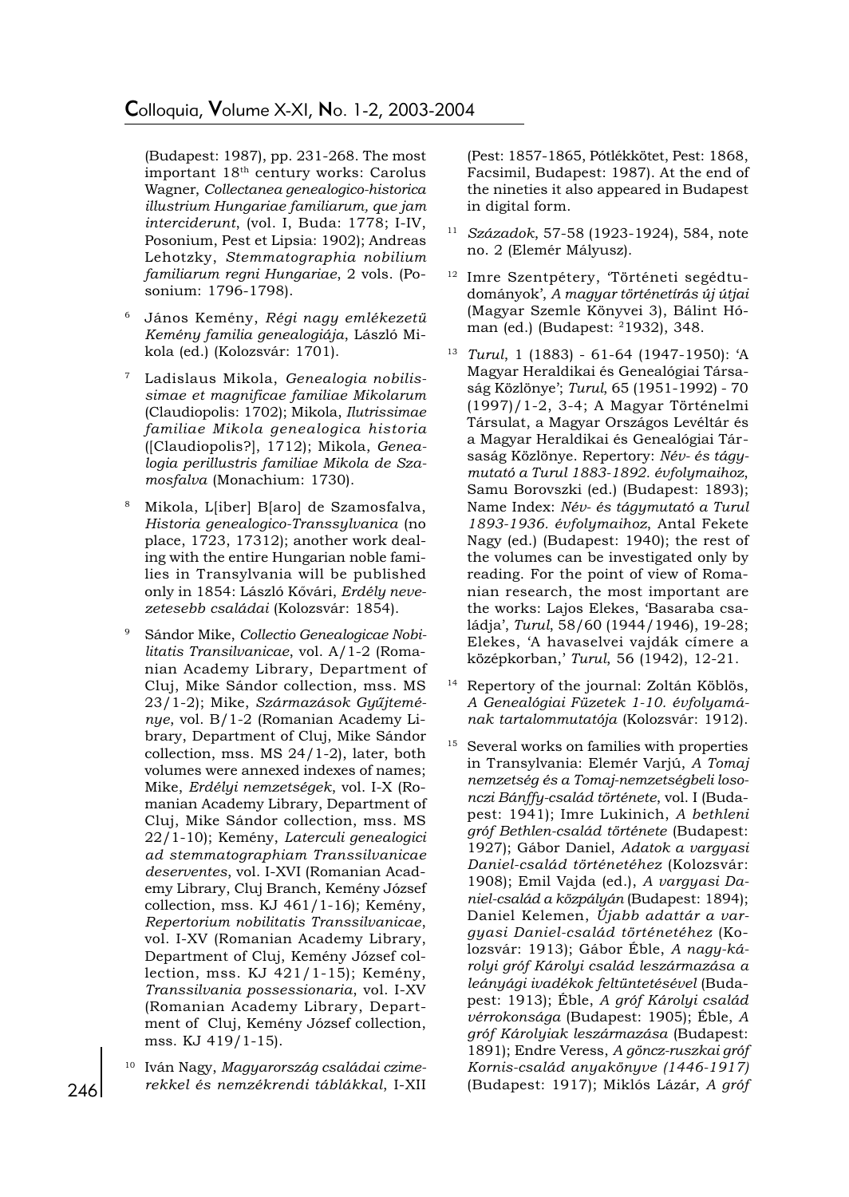(Budapest: 1987), pp. 231-268. The most important 18th century works: Carolus Wagner, *Collectanea genealogico-historica illustrium Hungariae familiarum, que jam interciderunt*, (vol. I, Buda: 1778; I-IV, Posonium, Pest et Lipsia: 1902); Andreas Lehotzky, *Stemmatographia nobilium familiarum regni Hungariae*, 2 vols. (Posonium: 1796-1798).

6 János Kemény, *Régi nagy emlékezetű Kemény familia genealogiája*, László Mikola (ed.) (Kolozsvár: 1701).

7 Ladislaus Mikola, *Genealogia nobilissimae et magnificae familiae Mikolarum* (Claudiopolis: 1702); Mikola, *Ilutrissimae familiae Mikola genealogica historia* ([Claudiopolis?], 1712); Mikola, *Genealogia perillustris familiae Mikola de Szamosfalva* (Monachium: 1730).

8 Mikola, L[iber] B[aro] de Szamosfalva, *Historia genealogico-Transsylvanica* (no place, 1723, 17312); another work dealing with the entire Hungarian noble families in Transylvania will be published only in 1854: László Kővári, *Erdély nevezetesebb családai* (Kolozsvár: 1854).

9 Sándor Mike, *Collectio Genealogicae Nobilitatis Transilvanicae*, vol. A/1-2 (Romanian Academy Library, Department of Cluj, Mike Sándor collection, mss. MS 23/1-2); Mike, *Származások Gyűjteménye*, vol. B/1-2 (Romanian Academy Library, Department of Cluj, Mike Sándor collection, mss. MS 24/1-2), later, both volumes were annexed indexes of names; Mike, *Erdélyi nemzetségek*, vol. I-X (Romanian Academy Library, Department of Cluj, Mike Sándor collection, mss. MS 22/1-10); Kemény, *Laterculi genealogici ad stemmatographiam Transsilvanicae deserventes*, vol. I-XVI (Romanian Academy Library, Cluj Branch, Kemény József collection, mss. KJ 461/1-16); Kemény, *Repertorium nobilitatis Transsilvanicae*, vol. I-XV (Romanian Academy Library, Department of Cluj, Kemény József collection, mss. KJ 421/1-15); Kemény, *Transsilvania possessionaria*, vol. I-XV (Romanian Academy Library, Department of Cluj, Kemény József collection, mss. KJ 419/1-15).

10 Iván Nagy, *Magyarország családai czimerekkel és nemzékrendi táblákkal*, I-XII (Pest: 1857-1865, Pótlékkötet, Pest: 1868, Facsimil, Budapest: 1987). At the end of the nineties it also appeared in Budapest in digital form.

11 *Századok*, 57-58 (1923-1924), 584, note no. 2 (Elemér Mályusz).

12 Imre Szentpétery, 'Történeti segédtudományok', *A magyar történetírás új útjai* (Magyar Szemle Könyvei 3), Bálint Hóman (ed.) (Budapest: 21932), 348.

13 *Turul*, 1 (1883) - 61-64 (1947-1950): 'A Magyar Heraldikai és Genealógiai Társaság Közlönye'; *Turul*, 65 (1951-1992) - 70 (1997)/1-2, 3-4; A Magyar Történelmi Társulat, a Magyar Országos Levéltár és a Magyar Heraldikai és Genealógiai Társaság Közlönye. Repertory: *Név- és tágymutató a Turul 1883-1892. évfolymaihoz*, Samu Borovszki (ed.) (Budapest: 1893); Name Index: *Név- és tágymutató a Turul 1893-1936. évfolymaihoz*, Antal Fekete Nagy (ed.) (Budapest: 1940); the rest of the volumes can be investigated only by reading. For the point of view of Romanian research, the most important are the works: Lajos Elekes, 'Basaraba családja', *Turul*, 58/60 (1944/1946), 19-28; Elekes, 'A havaselvei vajdák címere a középkorban,' *Turul*, 56 (1942), 12-21.

14 Repertory of the journal: Zoltán Köblös, *A Genealógiai Füzetek 1-10. évfolyamának tartalommutatója* (Kolozsvár: 1912).

15 Several works on families with properties in Transylvania: Elemér Varjú, *A Tomaj nemzetség és a Tomaj-nemzetségbeli losonczi Bánffy-család története*, vol. I (Budapest: 1941); Imre Lukinich, *A bethleni gróf Bethlen-család története* (Budapest: 1927); Gábor Daniel, *Adatok a vargyasi Daniel-család történetéhez* (Kolozsvár: 1908); Emil Vajda (ed.), *A vargyasi Daniel-család a közpályán* (Budapest: 1894); Daniel Kelemen, *Újabb adattár a vargyasi Daniel-család történetéhez* (Kolozsvár: 1913); Gábor Éble, *A nagy-károlyi gróf Károlyi család leszármazása a leányági ivadékok feltüntetésével* (Budapest: 1913); Éble, *A gróf Károlyi család vérrokonsága* (Budapest: 1905); Éble, *A gróf Károlyiak leszármazása* (Budapest: 1891); Endre Veress, *A göncz-ruszkai gróf Kornis-család anyakönyve (1446-1917)* (Budapest: 1917); Miklós Lázár, *A gróf*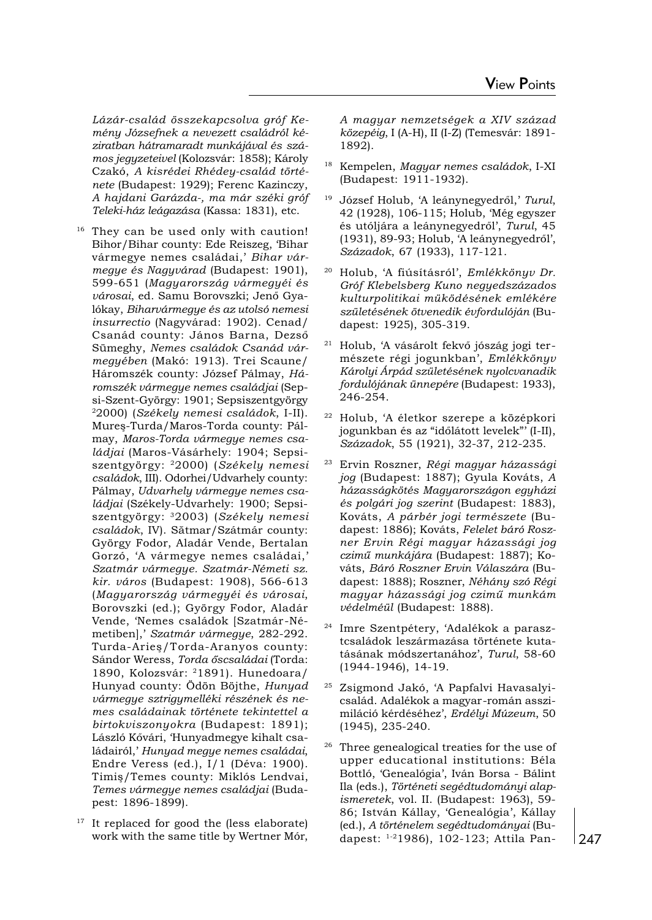*Lázár-család összekapcsolva gróf Kemény Józsefnek a nevezett családról kéziratban hátramaradt munkájával és számos jegyzeteivel* (Kolozsvár: 1858); Károly Czakó, *A kisrédei Rhédey-család története* (Budapest: 1929); Ferenc Kazinczy, *A hajdani Garázda-, ma már széki gróf Teleki-ház leágazása* (Kassa: 1831), etc.

[16] They can be used only with caution! Bihor/Bihar county: Ede Reiszeg, 'Bihar vármegye nemes családai,' *Bihar vármegye és Nagyvárad* (Budapest: 1901), 599-651 (*Magyarország vármegyéi és városai*, ed. Samu Borovszki; Jenő Gyalókay, *Biharvármegye és az utolsó nemesi insurrectio* (Nagyvárad: 1902). Cenad/Csanád county: János Barna, Dezső Sümeghy, *Nemes családok Csanád vármegyében* (Makó: 1913). Trei Scaune/Háromszék county: József Pálmay, *Háromszék vármegye nemes családjai* (Sepsi-Szent-György: 1901; Sepsiszentgyörgy [2]2000) (*Székely nemesi családok*, I-II). Mureș-Turda/Maros-Torda county: Pálmay, *Maros-Torda vármegye nemes családjai* (Maros-Vásárhely: 1904; Sepsiszentgyörgy: [2]2000) (*Székely nemesi családok*, III). Odorhei/Udvarhely county: Pálmay, *Udvarhely vármegye nemes családjai* (Székely-Udvarhely: 1900; Sepsiszentgyörgy: [3]2003) (*Székely nemesi családok*, IV). Sătmar/Szátmár county: György Fodor, Aladár Vende, Bertalan Gorzó, 'A vármegye nemes családai,' *Szatmár vármegye. Szatmár-Németi sz. kir. város* (Budapest: 1908), 566-613 (*Magyarország vármegyéi és városai*, Borovszki (ed.); György Fodor, Aladár Vende, 'Nemes családok [Szatmár-Németiben],' *Szatmár vármegye*, 282-292. Turda-Arieș/Torda-Aranyos county: Sándor Weress, *Torda őscsaládai* (Torda: 1890, Kolozsvár: [2]1891). Hunedoara/Hunyad county: Ödön Böjthe, *Hunyad vármegye sztrigymelléki részének és nemes családainak története tekintettel a birtokviszonyokra* (Budapest: 1891); László Kővári, 'Hunyadmegye kihalt családairól,' *Hunyad megye nemes családai*, Endre Veress (ed.), I/1 (Déva: 1900). Timiș/Temes county: Miklós Lendvai, *Temes vármegye nemes családjai* (Budapest: 1896-1899).

[17] It replaced for good the (less elaborate) work with the same title by Wertner Mór, *A magyar nemzetségek a XIV század közepéig*, I (A-H), II (I-Z) (Temesvár: 1891-1892).

[18] Kempelen, *Magyar nemes családok*, I-XI (Budapest: 1911-1932).

[19] József Holub, 'A leánynegyedről,' *Turul*, 42 (1928), 106-115; Holub, 'Még egyszer és utóljára a leánynegyedről', *Turul*, 45 (1931), 89-93; Holub, 'A leánynegyedről', *Századok*, 67 (1933), 117-121.

[20] Holub, 'A fiúsításról', *Emlékkönyv Dr. Gróf Klebelsberg Kuno negyedszázados kulturpolitikai működésének emlékére születésének ötvenedik évfordulóján* (Budapest: 1925), 305-319.

[21] Holub, 'A vásárolt fekvő jószág jogi természete régi jogunkban', *Emlékkönyv Károlyi Árpád születésének nyolcvanadik fordulójának ünnepére* (Budapest: 1933), 246-254.

[22] Holub, 'A életkor szerepe a középkori jogunkban és az "időlátott levelek"' (I-II), *Századok*, 55 (1921), 32-37, 212-235.

[23] Ervin Roszner, *Régi magyar házassági jog* (Budapest: 1887); Gyula Kováts, *A házasságkötés Magyarországon egyházi és polgári jog szerint* (Budapest: 1883), Kováts, *A párbér jogi természete* (Budapest: 1886); Kováts, *Felelet báró Roszner Ervin Régi magyar házassági jog czimű munkájára* (Budapest: 1887); Kováts, *Báró Roszner Ervin Válaszára* (Budapest: 1888); Roszner, *Néhány szó Régi magyar házassági jog czimű munkám védelméül* (Budapest: 1888).

[24] Imre Szentpétery, 'Adalékok a parasztcsaládok leszármazása története kutatásának módszertanához', *Turul*, 58-60 (1944-1946), 14-19.

[25] Zsigmond Jakó, 'A Papfalvi Havasalyi-család. Adalékok a magyar-román asszimiláció kérdéséhez', *Erdélyi Múzeum*, 50 (1945), 235-240.

[26] Three genealogical treaties for the use of upper educational institutions: Béla Bottló, 'Genealógia', Iván Borsa - Bálint Ila (eds.), *Történeti segédtudományi alapismeretek*, vol. II. (Budapest: 1963), 59-86; István Kállay, 'Genealógia', Kállay (ed.), *A történelem segédtudományai* (Budapest: [1-2]1986), 102-123; Attila Pan-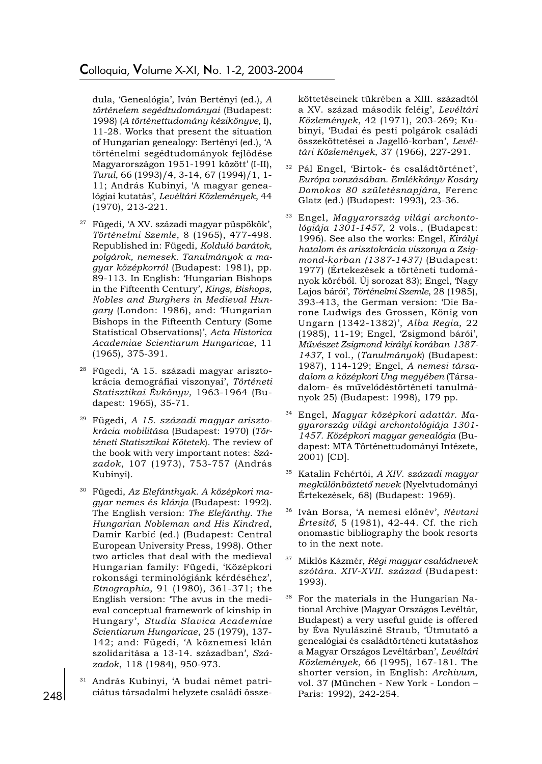dula, 'Genealógia', Iván Bertényi (ed.), *A történelem segédtudományai* (Budapest: 1998) (*A történettudomány kézikönyve*, I), 11-28. Works that present the situation of Hungarian genealogy: Bertényi (ed.), 'A történelmi segédtudományok fejlődése Magyarországon 1951-1991 között' (I-II), *Turul*, 66 (1993)/4, 3-14, 67 (1994)/1, 1-11; András Kubinyi, 'A magyar genealógiai kutatás', *Levéltári Közlemények*, 44 (1970), 213-221.

[27] Fügedi, 'A XV. századi magyar püspökök', *Történelmi Szemle*, 8 (1965), 477-498. Republished in: Fügedi, *Kolduló barátok, polgárok, nemesek. Tanulmányok a magyar középkorról* (Budapest: 1981), pp. 89-113. In English: 'Hungarian Bishops in the Fifteenth Century', *Kings, Bishops, Nobles and Burghers in Medieval Hungary* (London: 1986), and: 'Hungarian Bishops in the Fifteenth Century (Some Statistical Observations)', *Acta Historica Academiae Scientiarum Hungaricae*, 11 (1965), 375-391.

[28] Fügedi, 'A 15. századi magyar arisztokrácia demográfiai viszonyai', *Történeti Statisztikai Évkönyv*, 1963-1964 (Budapest: 1965), 35-71.

[29] Fügedi, *A 15. századi magyar arisztokrácia mobilitása* (Budapest: 1970) (*Történeti Statisztikai Kötetek*). The review of the book with very important notes: *Századok*, 107 (1973), 753-757 (András Kubinyi).

[30] Fügedi, *Az Elefánthyak. A középkori magyar nemes és klánja* (Budapest: 1992). The English version: *The Elefánthy. The Hungarian Nobleman and His Kindred*, Damir Karbić (ed.) (Budapest: Central European University Press, 1998). Other two articles that deal with the medieval Hungarian family: Fügedi, 'Középkori rokonsági terminológiánk kérdéséhez', *Etnographia*, 91 (1980), 361-371; the English version: 'The avus in the medieval conceptual framework of kinship in Hungary', *Studia Slavica Academiae Scientiarum Hungaricae*, 25 (1979), 137-142; and: Fügedi, 'A köznemesi klán szolidaritása a 13-14. században', *Századok*, 118 (1984), 950-973.

[31] András Kubinyi, 'A budai német patriciátus társadalmi helyzete családi összeköttetéseinek tükrében a XIII. századtól a XV. század második feléig', *Levéltári Közlemények*, 42 (1971), 203-269; Kubinyi, 'Budai és pesti polgárok családi összeköttetései a Jagelló-korban', *Levéltári Közlemények*, 37 (1966), 227-291.

[32] Pál Engel, 'Birtok- és családtörténet', *Európa vonzásában. Emlékkönyv Kosáry Domokos 80 születésnapjára*, Ferenc Glatz (ed.) (Budapest: 1993), 23-36.

[33] Engel, *Magyarország világi archontológiája 1301-1457*, 2 vols., (Budapest: 1996). See also the works: Engel, *Királyi hatalom és arisztokrácia viszonya a Zsigmond-korban (1387-1437)* (Budapest: 1977) (Értekezések a történeti tudományok köréből. Új sorozat 83); Engel, 'Nagy Lajos bárói', *Történelmi Szemle*, 28 (1985), 393-413, the German version: 'Die Barone Ludwigs des Grossen, König von Ungarn (1342-1382)', *Alba Regia*, 22 (1985), 11-19; Engel, 'Zsigmond bárói', *Művészet Zsigmond király korában 1387-1437*, I vol., (*Tanulmányok*) (Budapest: 1987), 114-129; Engel, *A nemesi társadalom a középkori Ung megyében* (Társadalom- és művelődéstörténeti tanulmányok 25) (Budapest: 1998), 179 pp.

[34] Engel, *Magyar középkori adattár. Magyarország világi archontológiája 1301-1457. Középkori magyar genealógia* (Budapest: MTA Történettudományi Intézete, 2001) [CD].

[35] Katalin Fehértói, *A XIV. századi magyar megkülönböztető nevek* (Nyelvtudományi Értekezések, 68) (Budapest: 1969).

[36] Iván Borsa, 'A nemesi előnév', *Névtani Értesítő*, 5 (1981), 42-44. Cf. the rich onomastic bibliography the book resorts to in the next note.

[37] Miklós Kázmér, *Régi magyar családnevek szótára. XIV-XVII. század* (Budapest: 1993).

[38] For the materials in the Hungarian National Archive (Magyar Országos Levéltár, Budapest) a very useful guide is offered by Éva Nyulászné Straub, 'Útmutató a genealógiai és családtörténeti kutatáshoz a Magyar Országos Levéltárban', *Levéltári Közlemények*, 66 (1995), 167-181. The shorter version, in English: *Archivum*, vol. 37 (München - New York - London – Paris: 1992), 242-254.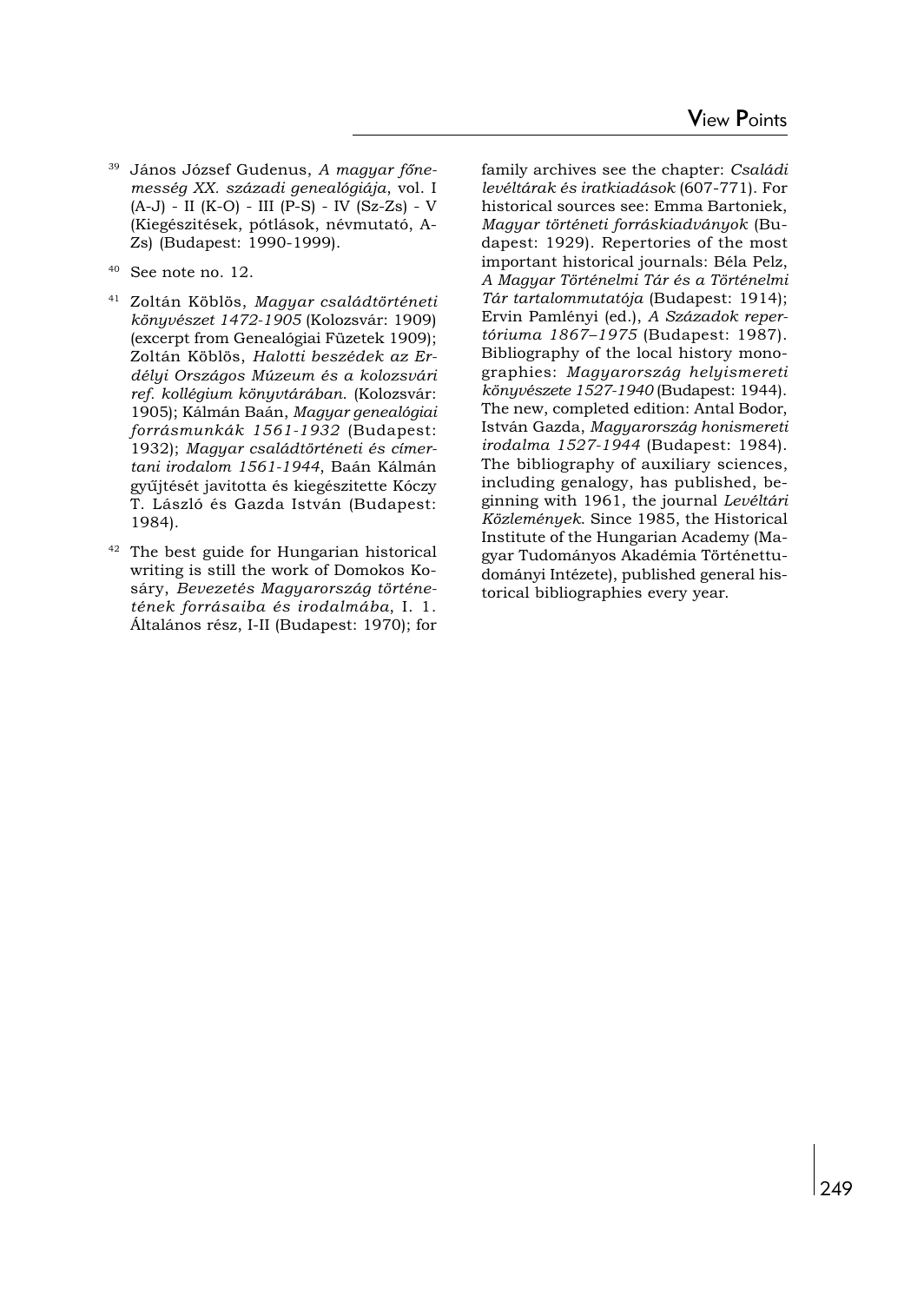[39] János József Gudenus, *A magyar főnemesség XX. századi genealógiája*, vol. I (A-J) - II (K-O) - III (P-S) - IV (Sz-Zs) - V (Kiegészítések, pótlások, névmutató, A-Zs) (Budapest: 1990-1999).

[40] See note no. 12.

[41] Zoltán Köblös, *Magyar családtörténeti könyvészet 1472-1905* (Kolozsvár: 1909) (excerpt from Genealógiai Füzetek 1909); Zoltán Köblös, *Halotti beszédek az Erdélyi Országos Múzeum és a kolozsvári ref. kollégium könyvtárában.* (Kolozsvár: 1905); Kálmán Baán, *Magyar genealógiai forrásmunkák 1561-1932* (Budapest: 1932); *Magyar családtörténeti és címertani irodalom 1561-1944*, Baán Kálmán gyűjtését javította és kiegészítette Kóczy T. László és Gazda István (Budapest: 1984).

[42] The best guide for Hungarian historical writing is still the work of Domokos Kosáry, *Bevezetés Magyarország történetének forrásaiba és irodalmába*, I. 1. Általános rész, I-II (Budapest: 1970); for family archives see the chapter: *Családi levéltárak és iratkiadások* (607-771). For historical sources see: Emma Bartoniek, *Magyar történeti forráskiadványok* (Budapest: 1929). Repertories of the most important historical journals: Béla Pelz, *A Magyar Történelmi Tár és a Történelmi Tár tartalommutatója* (Budapest: 1914); Ervin Pamlényi (ed.), *A Századok repertóriuma 1867–1975* (Budapest: 1987). Bibliography of the local history monographies: *Magyarország helyismereti könyvészete 1527-1940* (Budapest: 1944). The new, completed edition: Antal Bodor, István Gazda, *Magyarország honismereti irodalma 1527-1944* (Budapest: 1984). The bibliography of auxiliary sciences, including genalogy, has published, beginning with 1961, the journal *Levéltári Közlemények*. Since 1985, the Historical Institute of the Hungarian Academy (Magyar Tudományos Akadémia Történettudományi Intézete), published general historical bibliographies every year.